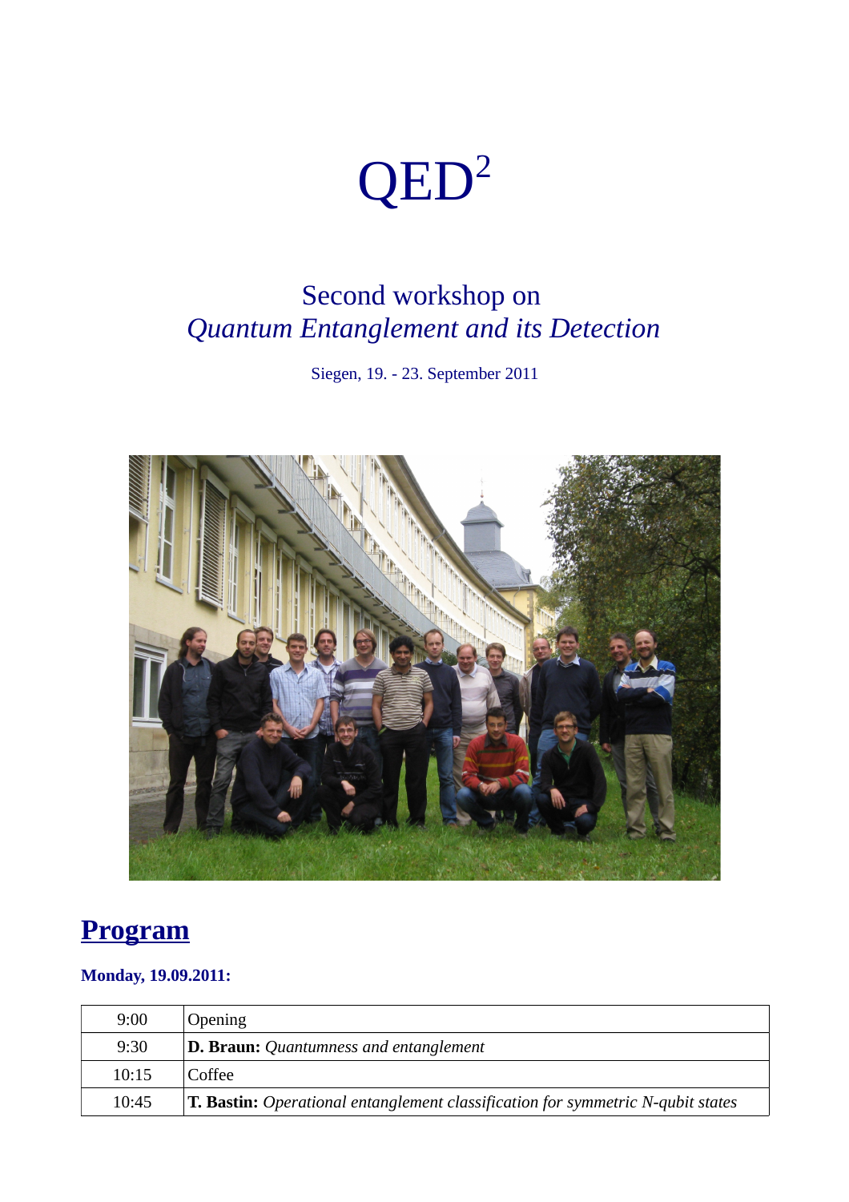# QED$^2$

## Second workshop on *Quantum Entanglement and its Detection*

Siegen, 19. - 23. September 2011

## Program

**Monday, 19.09.2011:**

| | |
|---|---|
| 9:00 | Opening |
| 9:30 | **D. Braun:** *Quantumness and entanglement* |
| 10:15 | Coffee |
| 10:45 | **T. Bastin:** *Operational entanglement classification for symmetric N-qubit states* |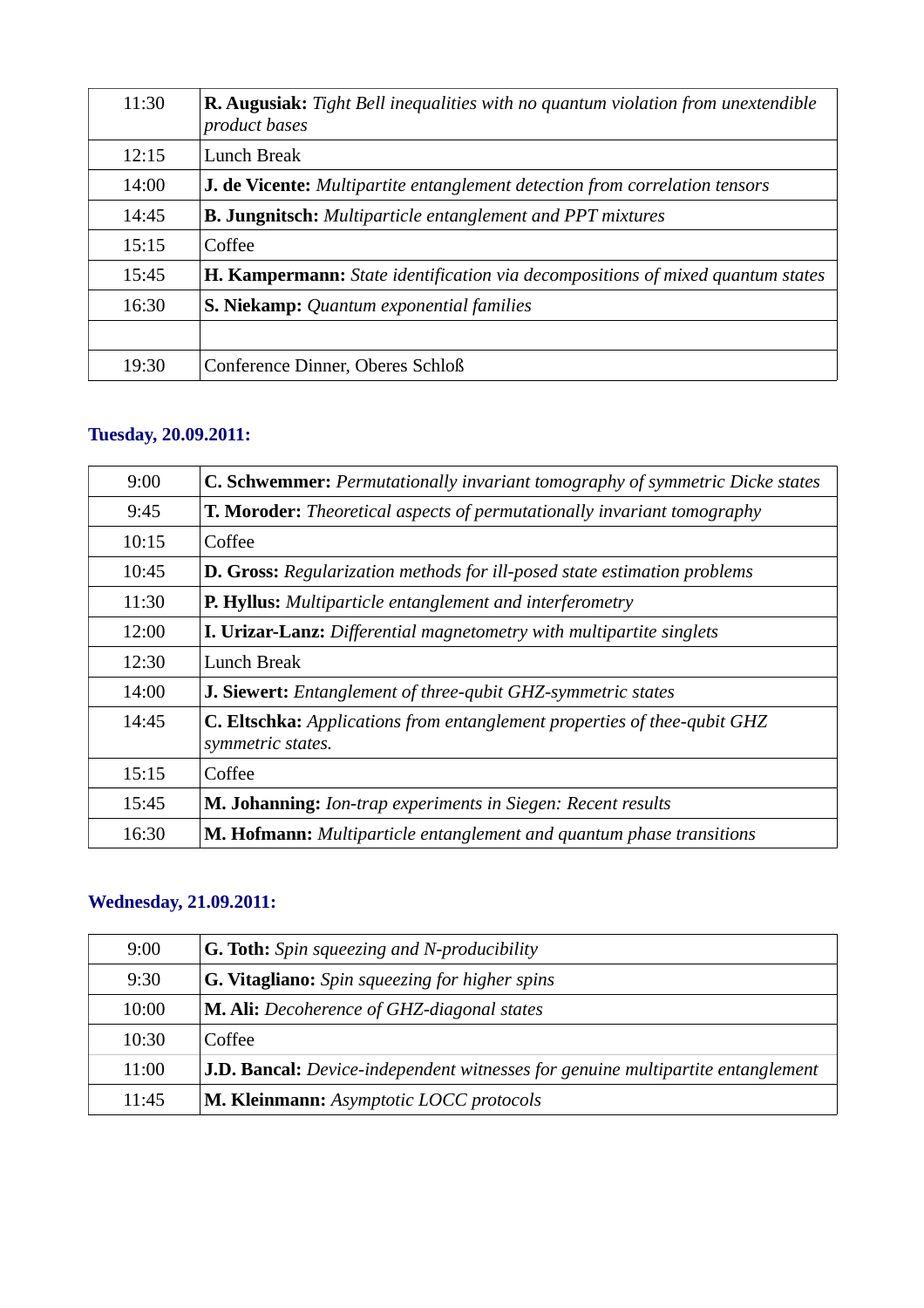| | |
|---|---|
| 11:30 | **R. Augusiak:** *Tight Bell inequalities with no quantum violation from unextendible product bases* |
| 12:15 | Lunch Break |
| 14:00 | **J. de Vicente:** *Multipartite entanglement detection from correlation tensors* |
| 14:45 | **B. Jungnitsch:** *Multiparticle entanglement and PPT mixtures* |
| 15:15 | Coffee |
| 15:45 | **H. Kampermann:** *State identification via decompositions of mixed quantum states* |
| 16:30 | **S. Niekamp:** *Quantum exponential families* |
| | |
| 19:30 | Conference Dinner, Oberes Schloß |

### Tuesday, 20.09.2011:

| | |
|---|---|
| 9:00 | **C. Schwemmer:** *Permutationally invariant tomography of symmetric Dicke states* |
| 9:45 | **T. Moroder:** *Theoretical aspects of permutationally invariant tomography* |
| 10:15 | Coffee |
| 10:45 | **D. Gross:** *Regularization methods for ill-posed state estimation problems* |
| 11:30 | **P. Hyllus:** *Multiparticle entanglement and interferometry* |
| 12:00 | **I. Urizar-Lanz:** *Differential magnetometry with multipartite singlets* |
| 12:30 | Lunch Break |
| 14:00 | **J. Siewert:** *Entanglement of three-qubit GHZ-symmetric states* |
| 14:45 | **C. Eltschka:** *Applications from entanglement properties of thee-qubit GHZ symmetric states.* |
| 15:15 | Coffee |
| 15:45 | **M. Johanning:** *Ion-trap experiments in Siegen: Recent results* |
| 16:30 | **M. Hofmann:** *Multiparticle entanglement and quantum phase transitions* |

### Wednesday, 21.09.2011:

| | |
|---|---|
| 9:00 | **G. Toth:** *Spin squeezing and N-producibility* |
| 9:30 | **G. Vitagliano:** *Spin squeezing for higher spins* |
| 10:00 | **M. Ali:** *Decoherence of GHZ-diagonal states* |
| 10:30 | Coffee |
| 11:00 | **J.D. Bancal:** *Device-independent witnesses for genuine multipartite entanglement* |
| 11:45 | **M. Kleinmann:** *Asymptotic LOCC protocols* |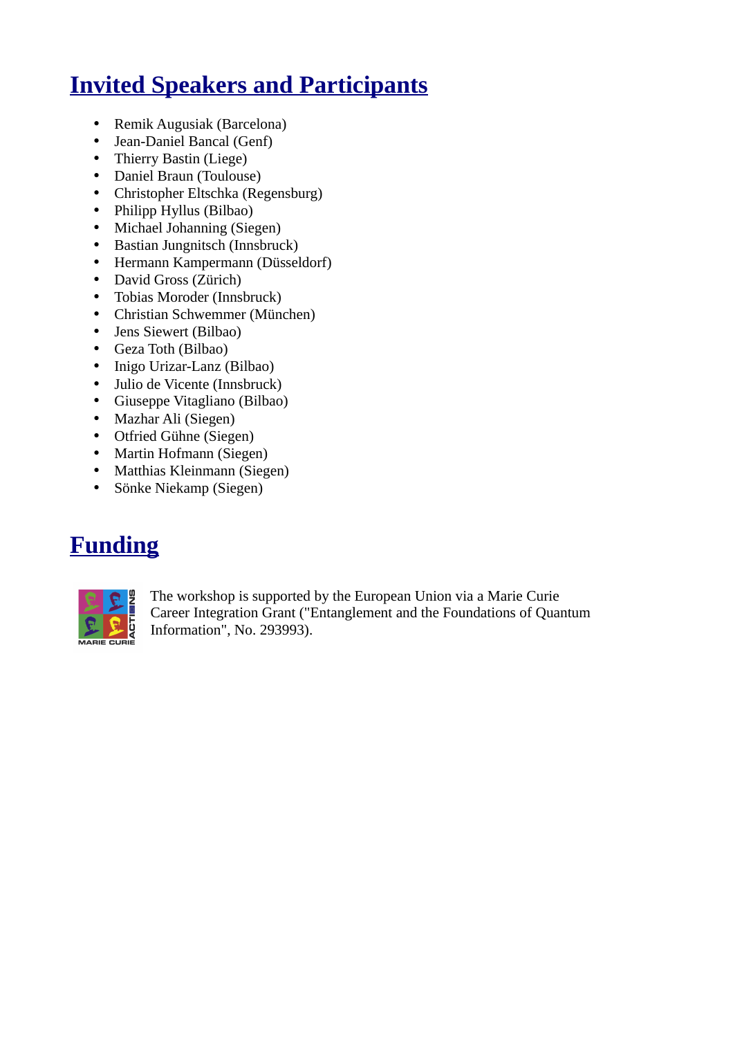# Invited Speakers and Participants

- Remik Augusiak (Barcelona)
- Jean-Daniel Bancal (Genf)
- Thierry Bastin (Liege)
- Daniel Braun (Toulouse)
- Christopher Eltschka (Regensburg)
- Philipp Hyllus (Bilbao)
- Michael Johanning (Siegen)
- Bastian Jungnitsch (Innsbruck)
- Hermann Kampermann (Düsseldorf)
- David Gross (Zürich)
- Tobias Moroder (Innsbruck)
- Christian Schwemmer (München)
- Jens Siewert (Bilbao)
- Geza Toth (Bilbao)
- Inigo Urizar-Lanz (Bilbao)
- Julio de Vicente (Innsbruck)
- Giuseppe Vitagliano (Bilbao)
- Mazhar Ali (Siegen)
- Otfried Gühne (Siegen)
- Martin Hofmann (Siegen)
- Matthias Kleinmann (Siegen)
- Sönke Niekamp (Siegen)

# Funding

The workshop is supported by the European Union via a Marie Curie Career Integration Grant ("Entanglement and the Foundations of Quantum Information", No. 293993).